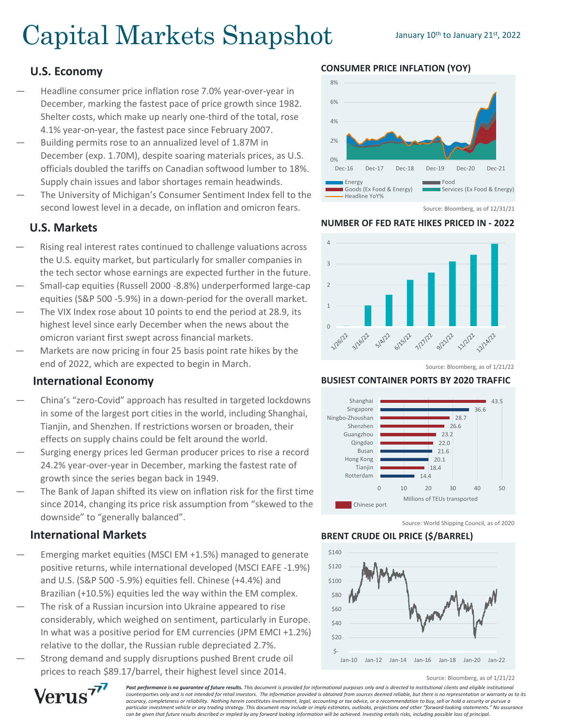# Capital Markets Snapshot

January 10th to January 21st, 2022

## U.S. Economy

- Headline consumer price inflation rose 7.0% year-over-year in December, marking the fastest pace of price growth since 1982. Shelter costs, which make up nearly one-third of the total, rose 4.1% year-on-year, the fastest pace since February 2007.
- Building permits rose to an annualized level of 1.87M in December (exp. 1.70M), despite soaring materials prices, as U.S. officials doubled the tariffs on Canadian softwood lumber to 18%. Supply chain issues and labor shortages remain headwinds.
- The University of Michigan's Consumer Sentiment Index fell to the second lowest level in a decade, on inflation and omicron fears.

## U.S. Markets

- Rising real interest rates continued to challenge valuations across the U.S. equity market, but particularly for smaller companies in the tech sector whose earnings are expected further in the future.
- Small-cap equities (Russell 2000 -8.8%) underperformed large-cap equities (S&P 500 -5.9%) in a down-period for the overall market.
- The VIX Index rose about 10 points to end the period at 28.9, its highest level since early December when the news about the omicron variant first swept across financial markets.
- Markets are now pricing in four 25 basis point rate hikes by the end of 2022, which are expected to begin in March.

## International Economy

- China's "zero-Covid" approach has resulted in targeted lockdowns in some of the largest port cities in the world, including Shanghai, Tianjin, and Shenzhen. If restrictions worsen or broaden, their effects on supply chains could be felt around the world.
- Surging energy prices led German producer prices to rise a record 24.2% year-over-year in December, marking the fastest rate of growth since the series began back in 1949.
- The Bank of Japan shifted its view on inflation risk for the first time since 2014, changing its price risk assumption from "skewed to the downside" to "generally balanced".

## International Markets

- Emerging market equities (MSCI EM +1.5%) managed to generate positive returns, while international developed (MSCI EAFE -1.9%) and U.S. (S&P 500 -5.9%) equities fell. Chinese (+4.4%) and Brazilian (+10.5%) equities led the way within the EM complex.
- The risk of a Russian incursion into Ukraine appeared to rise considerably, which weighed on sentiment, particularly in Europe. In what was a positive period for EM currencies (JPM EMCI +1.2%) relative to the dollar, the Russian ruble depreciated 2.7%.
- Strong demand and supply disruptions pushed Brent crude oil prices to reach $89.17/barrel, their highest level since 2014.

### CONSUMER PRICE INFLATION (YOY)

Legend: Energy; Food; Goods (Ex Food & Energy); Services (Ex Food & Energy); Headline YoY%

Source: Bloomberg, as of 12/31/21

### NUMBER OF FED RATE HIKES PRICED IN - 2022

Source: Bloomberg, as of 1/21/22

### BUSIEST CONTAINER PORTS BY 2020 TRAFFIC

| Port | Millions of TEUs transported |
|---|---|
| Shanghai | 43.5 |
| Singapore | 36.6 |
| Ningbo-Zhoushan | 28.7 |
| Shenzhen | 26.6 |
| Guangzhou | 23.2 |
| Qingdao | 22.0 |
| Busan | 21.6 |
| Hong Kong | 20.1 |
| Tianjin | 18.4 |
| Rotterdam | 14.4 |

Chinese port (highlighted)

Source: World Shipping Council, as of 2020

### BRENT CRUDE OIL PRICE ($/BARREL)

Source: Bloomberg, as of 1/21/22

***Past performance is no guarantee of future results.*** *This document is provided for informational purposes only and is directed to institutional clients and eligible institutional counterparties only and is not intended for retail investors. The information provided is obtained from sources deemed reliable, but there is no representation or warranty as to its accuracy, completeness or reliability. Nothing herein constitutes investment, legal, accounting or tax advice, or a recommendation to buy, sell or hold a security or pursue a particular investment vehicle or any trading strategy. This document may include or imply estimates, outlooks, projections and other "forward-looking statements." No assurance can be given that future results described or implied by any forward looking information will be achieved. Investing entails risks, including possible loss of principal.*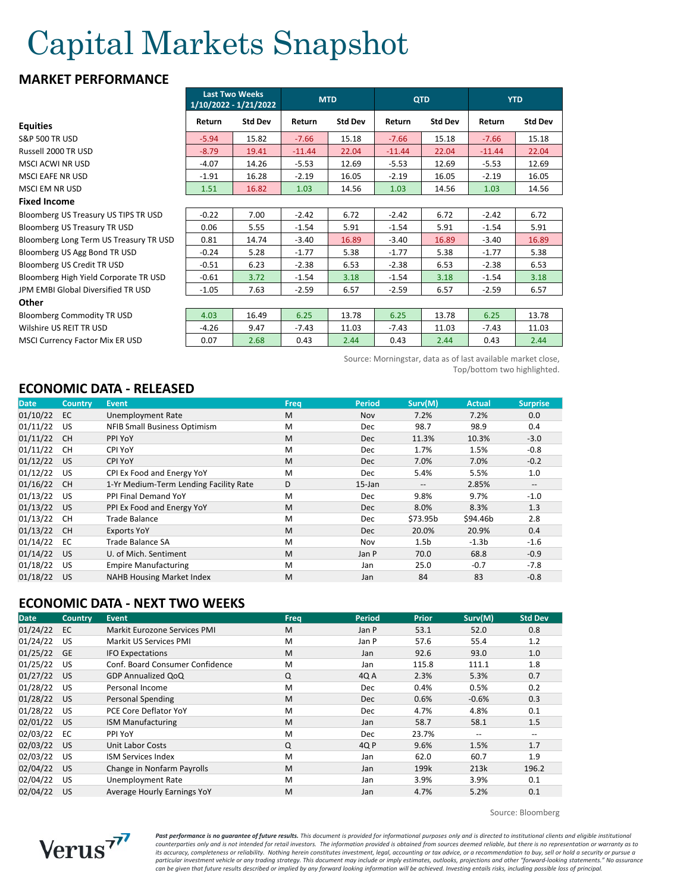# Capital Markets Snapshot

## MARKET PERFORMANCE

| | Last Two Weeks 1/10/2022 - 1/21/2022 | | MTD | | QTD | | YTD | |
|---|---|---|---|---|---|---|---|---|
| **Equities** | Return | Std Dev | Return | Std Dev | Return | Std Dev | Return | Std Dev |
| S&P 500 TR USD | -5.94 | 15.82 | -7.66 | 15.18 | -7.66 | 15.18 | -7.66 | 15.18 |
| Russell 2000 TR USD | -8.79 | 19.41 | -11.44 | 22.04 | -11.44 | 22.04 | -11.44 | 22.04 |
| MSCI ACWI NR USD | -4.07 | 14.26 | -5.53 | 12.69 | -5.53 | 12.69 | -5.53 | 12.69 |
| MSCI EAFE NR USD | -1.91 | 16.28 | -2.19 | 16.05 | -2.19 | 16.05 | -2.19 | 16.05 |
| MSCI EM NR USD | 1.51 | 16.82 | 1.03 | 14.56 | 1.03 | 14.56 | 1.03 | 14.56 |
| **Fixed Income** | | | | | | | | |
| Bloomberg US Treasury US TIPS TR USD | -0.22 | 7.00 | -2.42 | 6.72 | -2.42 | 6.72 | -2.42 | 6.72 |
| Bloomberg US Treasury TR USD | 0.06 | 5.55 | -1.54 | 5.91 | -1.54 | 5.91 | -1.54 | 5.91 |
| Bloomberg Long Term US Treasury TR USD | 0.81 | 14.74 | -3.40 | 16.89 | -3.40 | 16.89 | -3.40 | 16.89 |
| Bloomberg US Agg Bond TR USD | -0.24 | 5.28 | -1.77 | 5.38 | -1.77 | 5.38 | -1.77 | 5.38 |
| Bloomberg US Credit TR USD | -0.51 | 6.23 | -2.38 | 6.53 | -2.38 | 6.53 | -2.38 | 6.53 |
| Bloomberg High Yield Corporate TR USD | -0.61 | 3.72 | -1.54 | 3.18 | -1.54 | 3.18 | -1.54 | 3.18 |
| JPM EMBI Global Diversified TR USD | -1.05 | 7.63 | -2.59 | 6.57 | -2.59 | 6.57 | -2.59 | 6.57 |
| **Other** | | | | | | | | |
| Bloomberg Commodity TR USD | 4.03 | 16.49 | 6.25 | 13.78 | 6.25 | 13.78 | 6.25 | 13.78 |
| Wilshire US REIT TR USD | -4.26 | 9.47 | -7.43 | 11.03 | -7.43 | 11.03 | -7.43 | 11.03 |
| MSCI Currency Factor Mix ER USD | 0.07 | 2.68 | 0.43 | 2.44 | 0.43 | 2.44 | 0.43 | 2.44 |

Source: Morningstar, data as of last available market close, Top/bottom two highlighted.

## ECONOMIC DATA - RELEASED

| Date | Country | Event | Freq | Period | Surv(M) | Actual | Surprise |
|---|---|---|---|---|---|---|---|
| 01/10/22 | EC | Unemployment Rate | M | Nov | 7.2% | 7.2% | 0.0 |
| 01/11/22 | US | NFIB Small Business Optimism | M | Dec | 98.7 | 98.9 | 0.4 |
| 01/11/22 | CH | PPI YoY | M | Dec | 11.3% | 10.3% | -3.0 |
| 01/11/22 | CH | CPI YoY | M | Dec | 1.7% | 1.5% | -0.8 |
| 01/12/22 | US | CPI YoY | M | Dec | 7.0% | 7.0% | -0.2 |
| 01/12/22 | US | CPI Ex Food and Energy YoY | M | Dec | 5.4% | 5.5% | 1.0 |
| 01/16/22 | CH | 1-Yr Medium-Term Lending Facility Rate | D | 15-Jan | -- | 2.85% | -- |
| 01/13/22 | US | PPI Final Demand YoY | M | Dec | 9.8% | 9.7% | -1.0 |
| 01/13/22 | US | PPI Ex Food and Energy YoY | M | Dec | 8.0% | 8.3% | 1.3 |
| 01/13/22 | CH | Trade Balance | M | Dec | $73.95b | $94.46b | 2.8 |
| 01/13/22 | CH | Exports YoY | M | Dec | 20.0% | 20.9% | 0.4 |
| 01/14/22 | EC | Trade Balance SA | M | Nov | 1.5b | -1.3b | -1.6 |
| 01/14/22 | US | U. of Mich. Sentiment | M | Jan P | 70.0 | 68.8 | -0.9 |
| 01/18/22 | US | Empire Manufacturing | M | Jan | 25.0 | -0.7 | -7.8 |
| 01/18/22 | US | NAHB Housing Market Index | M | Jan | 84 | 83 | -0.8 |

## ECONOMIC DATA - NEXT TWO WEEKS

| Date | Country | Event | Freq | Period | Prior | Surv(M) | Std Dev |
|---|---|---|---|---|---|---|---|
| 01/24/22 | EC | Markit Eurozone Services PMI | M | Jan P | 53.1 | 52.0 | 0.8 |
| 01/24/22 | US | Markit US Services PMI | M | Jan P | 57.6 | 55.4 | 1.2 |
| 01/25/22 | GE | IFO Expectations | M | Jan | 92.6 | 93.0 | 1.0 |
| 01/25/22 | US | Conf. Board Consumer Confidence | M | Jan | 115.8 | 111.1 | 1.8 |
| 01/27/22 | US | GDP Annualized QoQ | Q | 4Q A | 2.3% | 5.3% | 0.7 |
| 01/28/22 | US | Personal Income | M | Dec | 0.4% | 0.5% | 0.2 |
| 01/28/22 | US | Personal Spending | M | Dec | 0.6% | -0.6% | 0.3 |
| 01/28/22 | US | PCE Core Deflator YoY | M | Dec | 4.7% | 4.8% | 0.1 |
| 02/01/22 | US | ISM Manufacturing | M | Jan | 58.7 | 58.1 | 1.5 |
| 02/03/22 | EC | PPI YoY | M | Dec | 23.7% | -- | -- |
| 02/03/22 | US | Unit Labor Costs | Q | 4Q P | 9.6% | 1.5% | 1.7 |
| 02/03/22 | US | ISM Services Index | M | Jan | 62.0 | 60.7 | 1.9 |
| 02/04/22 | US | Change in Nonfarm Payrolls | M | Jan | 199k | 213k | 196.2 |
| 02/04/22 | US | Unemployment Rate | M | Jan | 3.9% | 3.9% | 0.1 |
| 02/04/22 | US | Average Hourly Earnings YoY | M | Jan | 4.7% | 5.2% | 0.1 |

Source: Bloomberg

Verus

***Past performance is no guarantee of future results.*** *This document is provided for informational purposes only and is directed to institutional clients and eligible institutional counterparties only and is not intended for retail investors. The information provided is obtained from sources deemed reliable, but there is no representation or warranty as to its accuracy, completeness or reliability. Nothing herein constitutes investment, legal, accounting or tax advice, or a recommendation to buy, sell or hold a security or pursue a particular investment vehicle or any trading strategy. This document may include or imply estimates, outlooks, projections and other "forward-looking statements." No assurance can be given that future results described or implied by any forward looking information will be achieved. Investing entails risks, including possible loss of principal.*